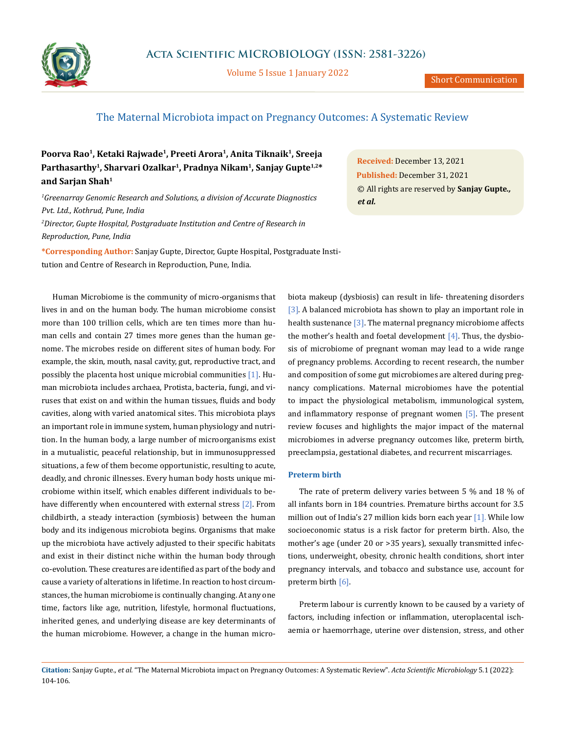# The Maternal Microbiota impact on Pregnancy Outcomes: A Systematic Review

**Poorva Rao[1], Ketaki Rajwade[1], Preeti Arora[1], Anita Tiknaik[1], Sreeja Parthasarthy[1], Sharvari Ozalkar[1], Pradnya Nikam[1], Sanjay Gupte[1,2]* and Sarjan Shah[1]**

*[1]Greenarray Genomic Research and Solutions, a division of Accurate Diagnostics Pvt. Ltd., Kothrud, Pune, India*

*[2]Director, Gupte Hospital, Postgraduate Institution and Centre of Research in Reproduction, Pune, India*

**\*Corresponding Author:** Sanjay Gupte, Director, Gupte Hospital, Postgraduate Institution and Centre of Research in Reproduction, Pune, India.

**Received:** December 13, 2021
**Published:** December 31, 2021
© All rights are reserved by **Sanjay Gupte., *et al.***

Human Microbiome is the community of micro-organisms that lives in and on the human body. The human microbiome consist more than 100 trillion cells, which are ten times more than human cells and contain 27 times more genes than the human genome. The microbes reside on different sites of human body. For example, the skin, mouth, nasal cavity, gut, reproductive tract, and possibly the placenta host unique microbial communities [1]. Human microbiota includes archaea, Protista, bacteria, fungi, and viruses that exist on and within the human tissues, fluids and body cavities, along with varied anatomical sites. This microbiota plays an important role in immune system, human physiology and nutrition. In the human body, a large number of microorganisms exist in a mutualistic, peaceful relationship, but in immunosuppressed situations, a few of them become opportunistic, resulting to acute, deadly, and chronic illnesses. Every human body hosts unique microbiome within itself, which enables different individuals to behave differently when encountered with external stress [2]. From childbirth, a steady interaction (symbiosis) between the human body and its indigenous microbiota begins. Organisms that make up the microbiota have actively adjusted to their specific habitats and exist in their distinct niche within the human body through co-evolution. These creatures are identified as part of the body and cause a variety of alterations in lifetime. In reaction to host circumstances, the human microbiome is continually changing. At any one time, factors like age, nutrition, lifestyle, hormonal fluctuations, inherited genes, and underlying disease are key determinants of the human microbiome. However, a change in the human microbiota makeup (dysbiosis) can result in life- threatening disorders [3]. A balanced microbiota has shown to play an important role in health sustenance [3]. The maternal pregnancy microbiome affects the mother's health and foetal development [4]. Thus, the dysbiosis of microbiome of pregnant woman may lead to a wide range of pregnancy problems. According to recent research, the number and composition of some gut microbiomes are altered during pregnancy complications. Maternal microbiomes have the potential to impact the physiological metabolism, immunological system, and inflammatory response of pregnant women [5]. The present review focuses and highlights the major impact of the maternal microbiomes in adverse pregnancy outcomes like, preterm birth, preeclampsia, gestational diabetes, and recurrent miscarriages.

## Preterm birth

The rate of preterm delivery varies between 5 % and 18 % of all infants born in 184 countries. Premature births account for 3.5 million out of India's 27 million kids born each year [1]. While low socioeconomic status is a risk factor for preterm birth. Also, the mother's age (under 20 or >35 years), sexually transmitted infections, underweight, obesity, chronic health conditions, short inter pregnancy intervals, and tobacco and substance use, account for preterm birth [6].

Preterm labour is currently known to be caused by a variety of factors, including infection or inflammation, uteroplacental ischaemia or haemorrhage, uterine over distension, stress, and other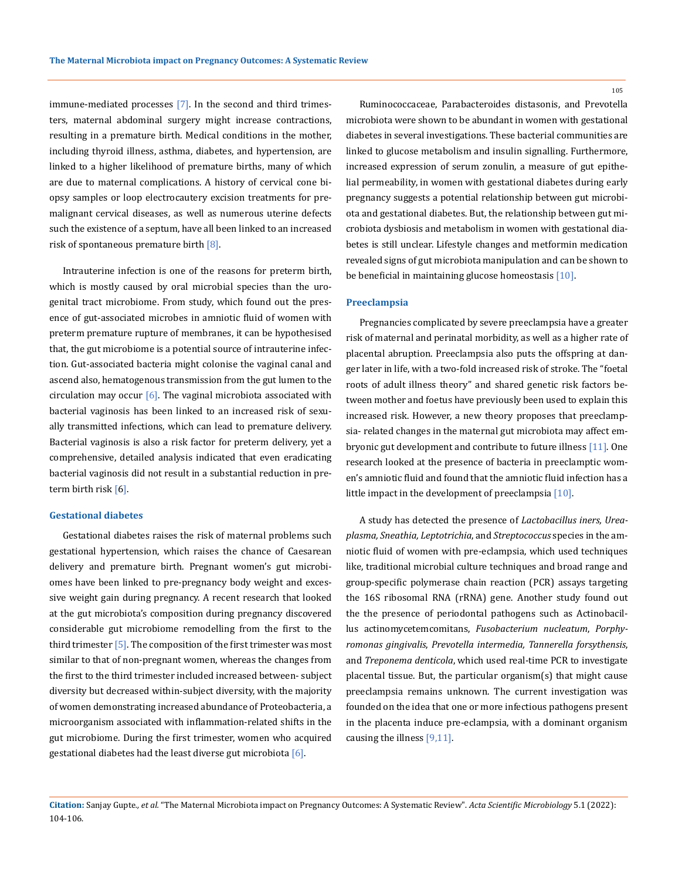immune-mediated processes [7]. In the second and third trimesters, maternal abdominal surgery might increase contractions, resulting in a premature birth. Medical conditions in the mother, including thyroid illness, asthma, diabetes, and hypertension, are linked to a higher likelihood of premature births, many of which are due to maternal complications. A history of cervical cone biopsy samples or loop electrocautery excision treatments for premalignant cervical diseases, as well as numerous uterine defects such the existence of a septum, have all been linked to an increased risk of spontaneous premature birth [8].

Intrauterine infection is one of the reasons for preterm birth, which is mostly caused by oral microbial species than the urogenital tract microbiome. From study, which found out the presence of gut-associated microbes in amniotic fluid of women with preterm premature rupture of membranes, it can be hypothesised that, the gut microbiome is a potential source of intrauterine infection. Gut-associated bacteria might colonise the vaginal canal and ascend also, hematogenous transmission from the gut lumen to the circulation may occur [6]. The vaginal microbiota associated with bacterial vaginosis has been linked to an increased risk of sexually transmitted infections, which can lead to premature delivery. Bacterial vaginosis is also a risk factor for preterm delivery, yet a comprehensive, detailed analysis indicated that even eradicating bacterial vaginosis did not result in a substantial reduction in preterm birth risk [6].

### Gestational diabetes

Gestational diabetes raises the risk of maternal problems such gestational hypertension, which raises the chance of Caesarean delivery and premature birth. Pregnant women's gut microbiomes have been linked to pre-pregnancy body weight and excessive weight gain during pregnancy. A recent research that looked at the gut microbiota's composition during pregnancy discovered considerable gut microbiome remodelling from the first to the third trimester [5]. The composition of the first trimester was most similar to that of non-pregnant women, whereas the changes from the first to the third trimester included increased between- subject diversity but decreased within-subject diversity, with the majority of women demonstrating increased abundance of Proteobacteria, a microorganism associated with inflammation-related shifts in the gut microbiome. During the first trimester, women who acquired gestational diabetes had the least diverse gut microbiota [6].

Ruminococcaceae, Parabacteroides distasonis, and Prevotella microbiota were shown to be abundant in women with gestational diabetes in several investigations. These bacterial communities are linked to glucose metabolism and insulin signalling. Furthermore, increased expression of serum zonulin, a measure of gut epithelial permeability, in women with gestational diabetes during early pregnancy suggests a potential relationship between gut microbiota and gestational diabetes. But, the relationship between gut microbiota dysbiosis and metabolism in women with gestational diabetes is still unclear. Lifestyle changes and metformin medication revealed signs of gut microbiota manipulation and can be shown to be beneficial in maintaining glucose homeostasis [10].

### Preeclampsia

Pregnancies complicated by severe preeclampsia have a greater risk of maternal and perinatal morbidity, as well as a higher rate of placental abruption. Preeclampsia also puts the offspring at danger later in life, with a two-fold increased risk of stroke. The "foetal roots of adult illness theory" and shared genetic risk factors between mother and foetus have previously been used to explain this increased risk. However, a new theory proposes that preeclampsia- related changes in the maternal gut microbiota may affect embryonic gut development and contribute to future illness [11]. One research looked at the presence of bacteria in preeclamptic women's amniotic fluid and found that the amniotic fluid infection has a little impact in the development of preeclampsia [10].

A study has detected the presence of *Lactobacillus iners, Ureaplasma, Sneathia, Leptotrichia*, and *Streptococcus* species in the amniotic fluid of women with pre-eclampsia, which used techniques like, traditional microbial culture techniques and broad range and group-specific polymerase chain reaction (PCR) assays targeting the 16S ribosomal RNA (rRNA) gene. Another study found out the the presence of periodontal pathogens such as Actinobacillus actinomycetemcomitans, *Fusobacterium nucleatum*, *Porphyromonas gingivalis*, *Prevotella intermedia, Tannerella forsythensis*, and *Treponema denticola*, which used real-time PCR to investigate placental tissue. But, the particular organism(s) that might cause preeclampsia remains unknown. The current investigation was founded on the idea that one or more infectious pathogens present in the placenta induce pre-eclampsia, with a dominant organism causing the illness [9,11].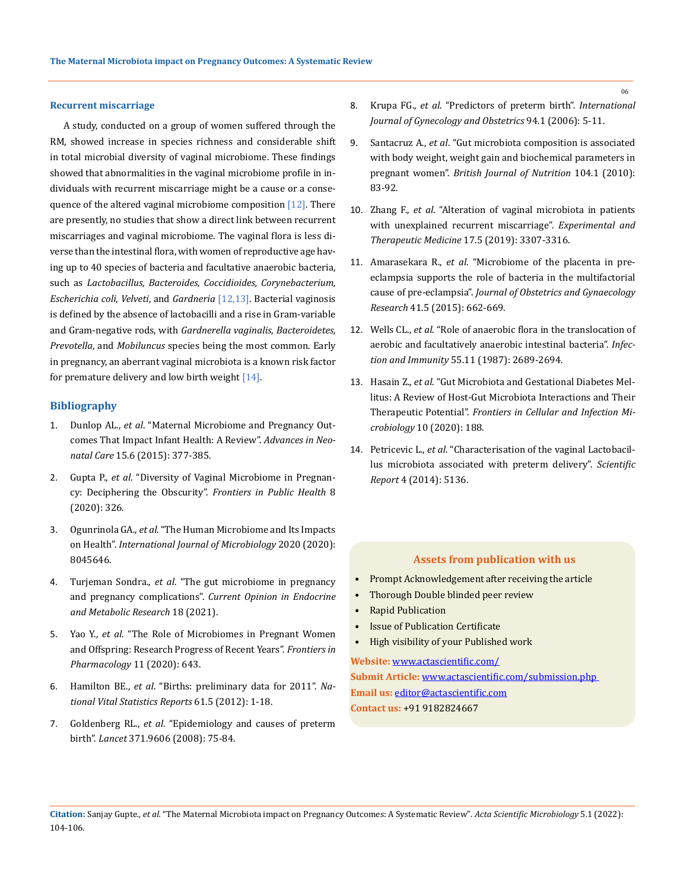### Recurrent miscarriage

A study, conducted on a group of women suffered through the RM, showed increase in species richness and considerable shift in total microbial diversity of vaginal microbiome. These findings showed that abnormalities in the vaginal microbiome profile in individuals with recurrent miscarriage might be a cause or a consequence of the altered vaginal microbiome composition [12]. There are presently, no studies that show a direct link between recurrent miscarriages and vaginal microbiome. The vaginal flora is less diverse than the intestinal flora, with women of reproductive age having up to 40 species of bacteria and facultative anaerobic bacteria, such as *Lactobacillus, Bacteroides, Coccidioides, Corynebacterium, Escherichia coli*, *Velveti*, and *Gardneria* [12,13]. Bacterial vaginosis is defined by the absence of lactobacilli and a rise in Gram-variable and Gram-negative rods, with *Gardnerella vaginalis*, *Bacteroidetes, Prevotella*, and *Mobiluncus* species being the most common. Early in pregnancy, an aberrant vaginal microbiota is a known risk factor for premature delivery and low birth weight [14].

## Bibliography

1. Dunlop AL., *et al*. "Maternal Microbiome and Pregnancy Outcomes That Impact Infant Health: A Review". *Advances in Neonatal Care* 15.6 (2015): 377-385.
2. Gupta P., *et al*. "Diversity of Vaginal Microbiome in Pregnancy: Deciphering the Obscurity". *Frontiers in Public Health* 8 (2020): 326.
3. Ogunrinola GA., *et al*. "The Human Microbiome and Its Impacts on Health". *International Journal of Microbiology* 2020 (2020): 8045646.
4. Turjeman Sondra., *et al*. "The gut microbiome in pregnancy and pregnancy complications". *Current Opinion in Endocrine and Metabolic Research* 18 (2021).
5. Yao Y., *et al*. "The Role of Microbiomes in Pregnant Women and Offspring: Research Progress of Recent Years". *Frontiers in Pharmacology* 11 (2020): 643.
6. Hamilton BE., *et al*. "Births: preliminary data for 2011". *National Vital Statistics Reports* 61.5 (2012): 1-18.
7. Goldenberg RL., *et al*. "Epidemiology and causes of preterm birth". *Lancet* 371.9606 (2008): 75-84.
8. Krupa FG., *et al*. "Predictors of preterm birth". *International Journal of Gynecology and Obstetrics* 94.1 (2006): 5-11.
9. Santacruz A., *et al*. "Gut microbiota composition is associated with body weight, weight gain and biochemical parameters in pregnant women". *British Journal of Nutrition* 104.1 (2010): 83-92.
10. Zhang F., *et al*. "Alteration of vaginal microbiota in patients with unexplained recurrent miscarriage". *Experimental and Therapeutic Medicine* 17.5 (2019): 3307-3316.
11. Amarasekara R., *et al*. "Microbiome of the placenta in preeclampsia supports the role of bacteria in the multifactorial cause of pre-eclampsia". *Journal of Obstetrics and Gynaecology Research* 41.5 (2015): 662-669.
12. Wells CL., *et al*. "Role of anaerobic flora in the translocation of aerobic and facultatively anaerobic intestinal bacteria". *Infection and Immunity* 55.11 (1987): 2689-2694.
13. Hasain Z., *et al*. "Gut Microbiota and Gestational Diabetes Mellitus: A Review of Host-Gut Microbiota Interactions and Their Therapeutic Potential". *Frontiers in Cellular and Infection Microbiology* 10 (2020): 188.
14. Petricevic L., *et al*. "Characterisation of the vaginal Lactobacillus microbiota associated with preterm delivery". *Scientific Report* 4 (2014): 5136.

### Assets from publication with us

- Prompt Acknowledgement after receiving the article
- Thorough Double blinded peer review
- Rapid Publication
- Issue of Publication Certificate
- High visibility of your Published work

**Website:** www.actascientific.com/
**Submit Article:** www.actascientific.com/submission.php
**Email us:** editor@actascientific.com
**Contact us:** +91 9182824667